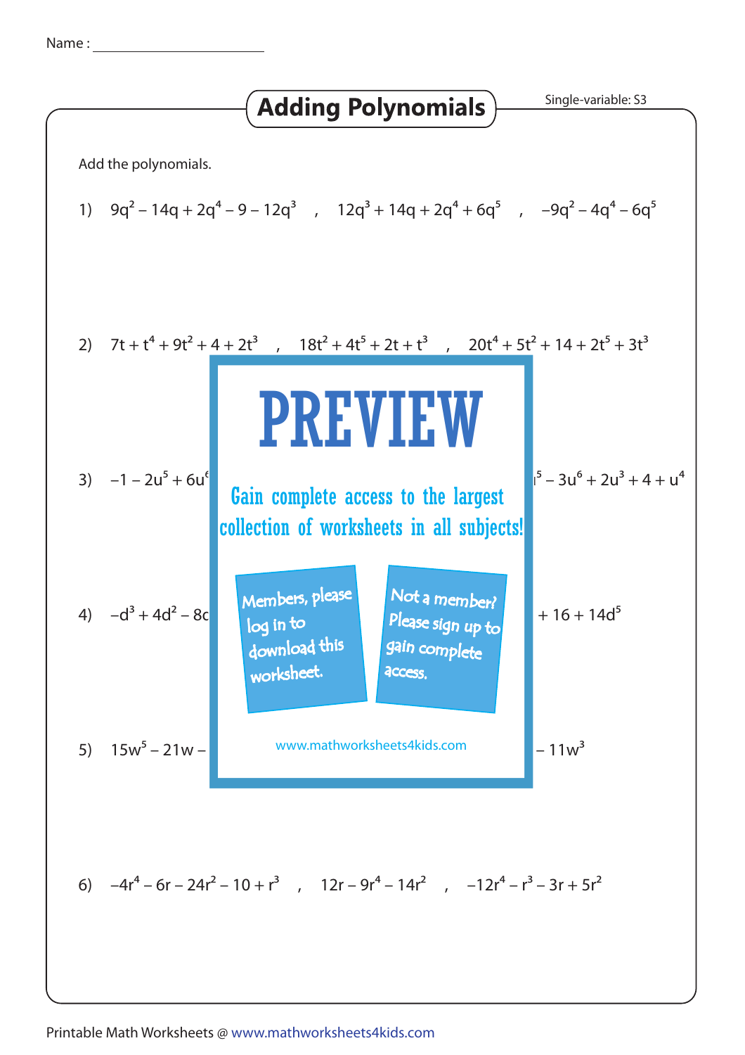Name : ______________________

# Adding Polynomials

Single-variable: S3

Add the polynomials.

1) $9q^2 - 14q + 2q^4 - 9 - 12q^3$ , $12q^3 + 14q + 2q^4 + 6q^5$ , $-9q^2 - 4q^4 - 6q^5$

2) $7t + t^4 + 9t^2 + 4 + 2t^3$ , $18t^2 + 4t^5 + 2t + t^3$ , $20t^4 + 5t^2 + 14 + 2t^5 + 3t^3$

3) $-1 - 2u^5 + 6u^6$ ... $^5 - 3u^6 + 2u^3 + 4 + u^4$

4) $-d^3 + 4d^2 - 8c$ ... $+ 16 + 14d^5$

5) $15w^5 - 21w -$ ... $- 11w^3$

**PREVIEW**

Gain complete access to the largest collection of worksheets in all subjects!

Members, please log in to download this worksheet.

Not a member? Please sign up to gain complete access.

www.mathworksheets4kids.com

6) $-4r^4 - 6r - 24r^2 - 10 + r^3$ , $12r - 9r^4 - 14r^2$ , $-12r^4 - r^3 - 3r + 5r^2$

Printable Math Worksheets @ www.mathworksheets4kids.com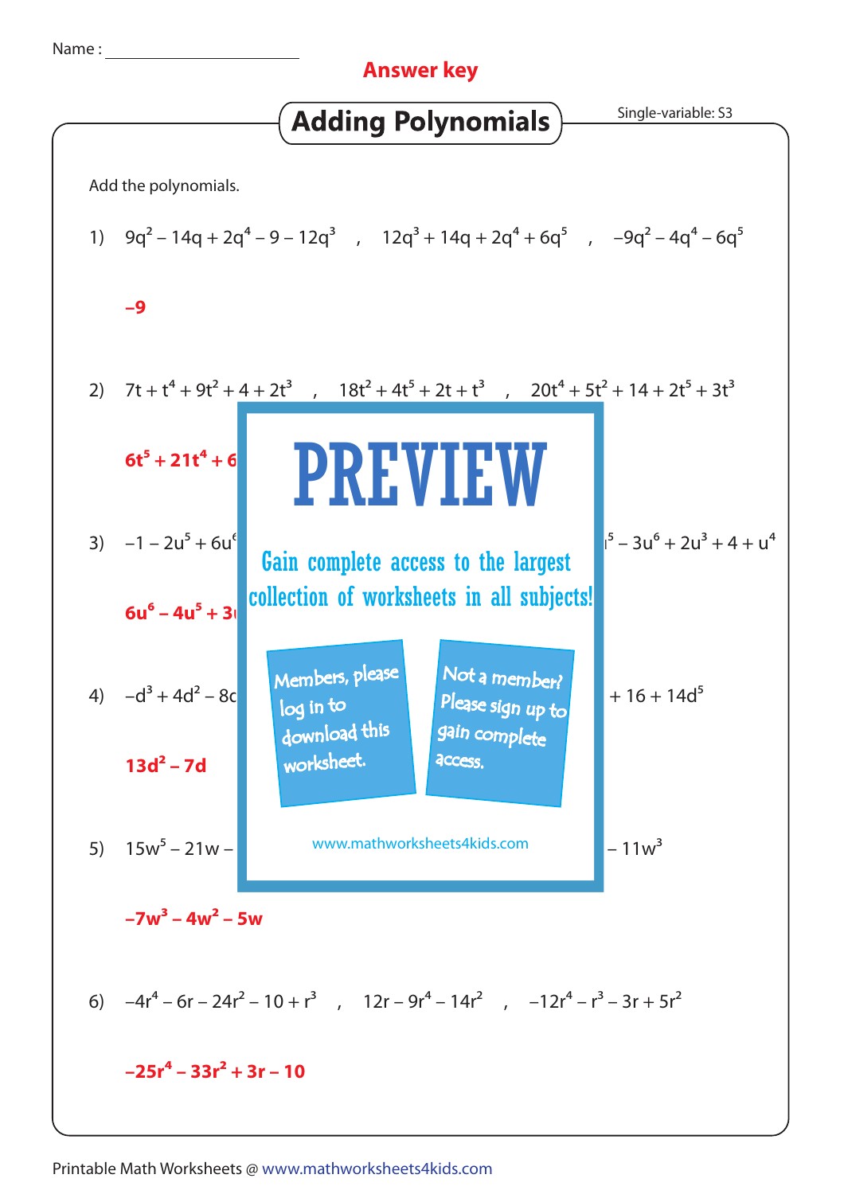Name :

**Answer key**

# Adding Polynomials

Single-variable: S3

Add the polynomials.

1) $9q^2 - 14q + 2q^4 - 9 - 12q^3$ , $12q^3 + 14q + 2q^4 + 6q^5$ , $-9q^2 - 4q^4 - 6q^5$

**$-9$**

2) $7t + t^4 + 9t^2 + 4 + 2t^3$ , $18t^2 + 4t^5 + 2t + t^3$ , $20t^4 + 5t^2 + 14 + 2t^5 + 3t^3$

**$6t^5 + 21t^4 + 6$**

3) $-1 - 2u^5 + 6u^6$ ... $^5 - 3u^6 + 2u^3 + 4 + u^4$

**$6u^6 - 4u^5 + 3$**

4) $-d^3 + 4d^2 - 8d$ ... $+ 16 + 14d^5$

**$13d^2 - 7d$**

5) $15w^5 - 21w -$ ... $- 11w^3$

**$-7w^3 - 4w^2 - 5w$**

6) $-4r^4 - 6r - 24r^2 - 10 + r^3$ , $12r - 9r^4 - 14r^2$ , $-12r^4 - r^3 - 3r + 5r^2$

**$-25r^4 - 33r^2 + 3r - 10$**

PREVIEW

Gain complete access to the largest collection of worksheets in all subjects!

Members, please log in to download this worksheet.

Not a member? Please sign up to gain complete access.

www.mathworksheets4kids.com

Printable Math Worksheets @ www.mathworksheets4kids.com